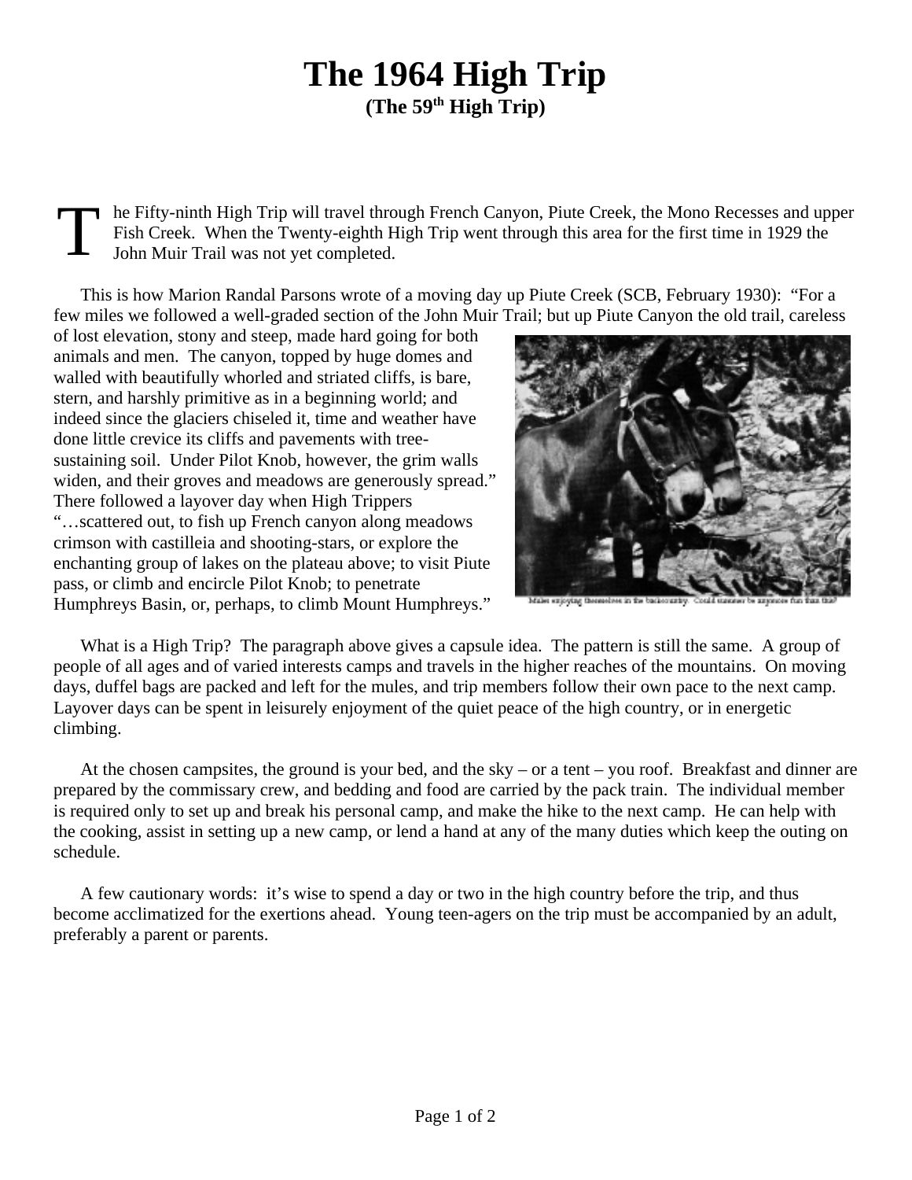# The 1964 High Trip
**(The 59th High Trip)**

The Fifty-ninth High Trip will travel through French Canyon, Piute Creek, the Mono Recesses and upper Fish Creek. When the Twenty-eighth High Trip went through this area for the first time in 1929 the John Muir Trail was not yet completed.

This is how Marion Randal Parsons wrote of a moving day up Piute Creek (SCB, February 1930): "For a few miles we followed a well-graded section of the John Muir Trail; but up Piute Canyon the old trail, careless of lost elevation, stony and steep, made hard going for both animals and men. The canyon, topped by huge domes and walled with beautifully whorled and striated cliffs, is bare, stern, and harshly primitive as in a beginning world; and indeed since the glaciers chiseled it, time and weather have done little crevice its cliffs and pavements with tree-sustaining soil. Under Pilot Knob, however, the grim walls widen, and their groves and meadows are generously spread." There followed a layover day when High Trippers "…scattered out, to fish up French canyon along meadows crimson with castilleia and shooting-stars, or explore the enchanting group of lakes on the plateau above; to visit Piute pass, or climb and encircle Pilot Knob; to penetrate Humphreys Basin, or, perhaps, to climb Mount Humphreys."

Mules enjoying themselves in the backcountry. Could summer be anymore fun than this?

What is a High Trip? The paragraph above gives a capsule idea. The pattern is still the same. A group of people of all ages and of varied interests camps and travels in the higher reaches of the mountains. On moving days, duffel bags are packed and left for the mules, and trip members follow their own pace to the next camp. Layover days can be spent in leisurely enjoyment of the quiet peace of the high country, or in energetic climbing.

At the chosen campsites, the ground is your bed, and the sky – or a tent – you roof. Breakfast and dinner are prepared by the commissary crew, and bedding and food are carried by the pack train. The individual member is required only to set up and break his personal camp, and make the hike to the next camp. He can help with the cooking, assist in setting up a new camp, or lend a hand at any of the many duties which keep the outing on schedule.

A few cautionary words: it's wise to spend a day or two in the high country before the trip, and thus become acclimatized for the exertions ahead. Young teen-agers on the trip must be accompanied by an adult, preferably a parent or parents.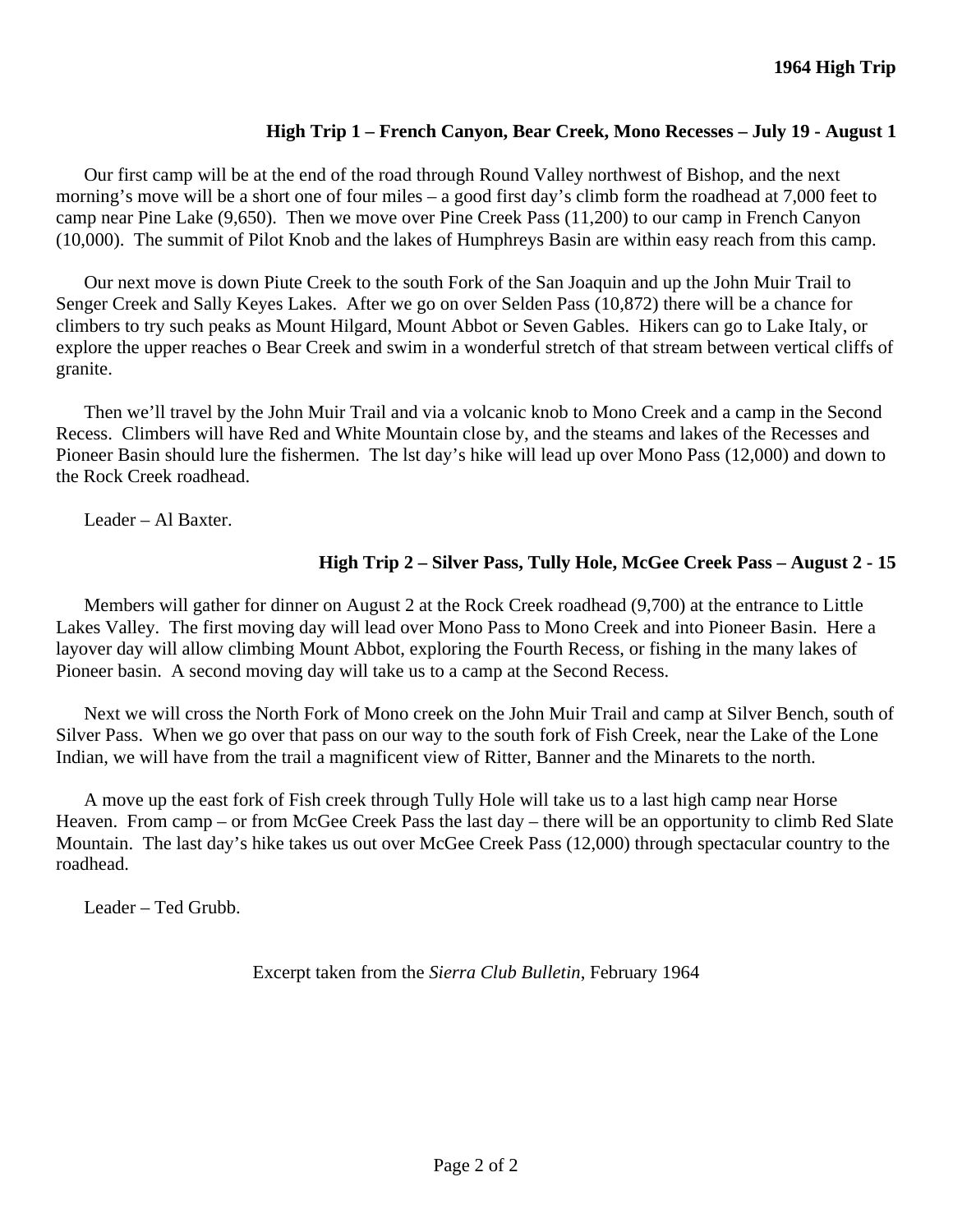**1964 High Trip**

### High Trip 1 – French Canyon, Bear Creek, Mono Recesses – July 19 - August 1

Our first camp will be at the end of the road through Round Valley northwest of Bishop, and the next morning's move will be a short one of four miles – a good first day's climb form the roadhead at 7,000 feet to camp near Pine Lake (9,650). Then we move over Pine Creek Pass (11,200) to our camp in French Canyon (10,000). The summit of Pilot Knob and the lakes of Humphreys Basin are within easy reach from this camp.

Our next move is down Piute Creek to the south Fork of the San Joaquin and up the John Muir Trail to Senger Creek and Sally Keyes Lakes. After we go on over Selden Pass (10,872) there will be a chance for climbers to try such peaks as Mount Hilgard, Mount Abbot or Seven Gables. Hikers can go to Lake Italy, or explore the upper reaches o Bear Creek and swim in a wonderful stretch of that stream between vertical cliffs of granite.

Then we'll travel by the John Muir Trail and via a volcanic knob to Mono Creek and a camp in the Second Recess. Climbers will have Red and White Mountain close by, and the steams and lakes of the Recesses and Pioneer Basin should lure the fishermen. The lst day's hike will lead up over Mono Pass (12,000) and down to the Rock Creek roadhead.

Leader – Al Baxter.

### High Trip 2 – Silver Pass, Tully Hole, McGee Creek Pass – August 2 - 15

Members will gather for dinner on August 2 at the Rock Creek roadhead (9,700) at the entrance to Little Lakes Valley. The first moving day will lead over Mono Pass to Mono Creek and into Pioneer Basin. Here a layover day will allow climbing Mount Abbot, exploring the Fourth Recess, or fishing in the many lakes of Pioneer basin. A second moving day will take us to a camp at the Second Recess.

Next we will cross the North Fork of Mono creek on the John Muir Trail and camp at Silver Bench, south of Silver Pass. When we go over that pass on our way to the south fork of Fish Creek, near the Lake of the Lone Indian, we will have from the trail a magnificent view of Ritter, Banner and the Minarets to the north.

A move up the east fork of Fish creek through Tully Hole will take us to a last high camp near Horse Heaven. From camp – or from McGee Creek Pass the last day – there will be an opportunity to climb Red Slate Mountain. The last day's hike takes us out over McGee Creek Pass (12,000) through spectacular country to the roadhead.

Leader – Ted Grubb.

Excerpt taken from the *Sierra Club Bulletin*, February 1964